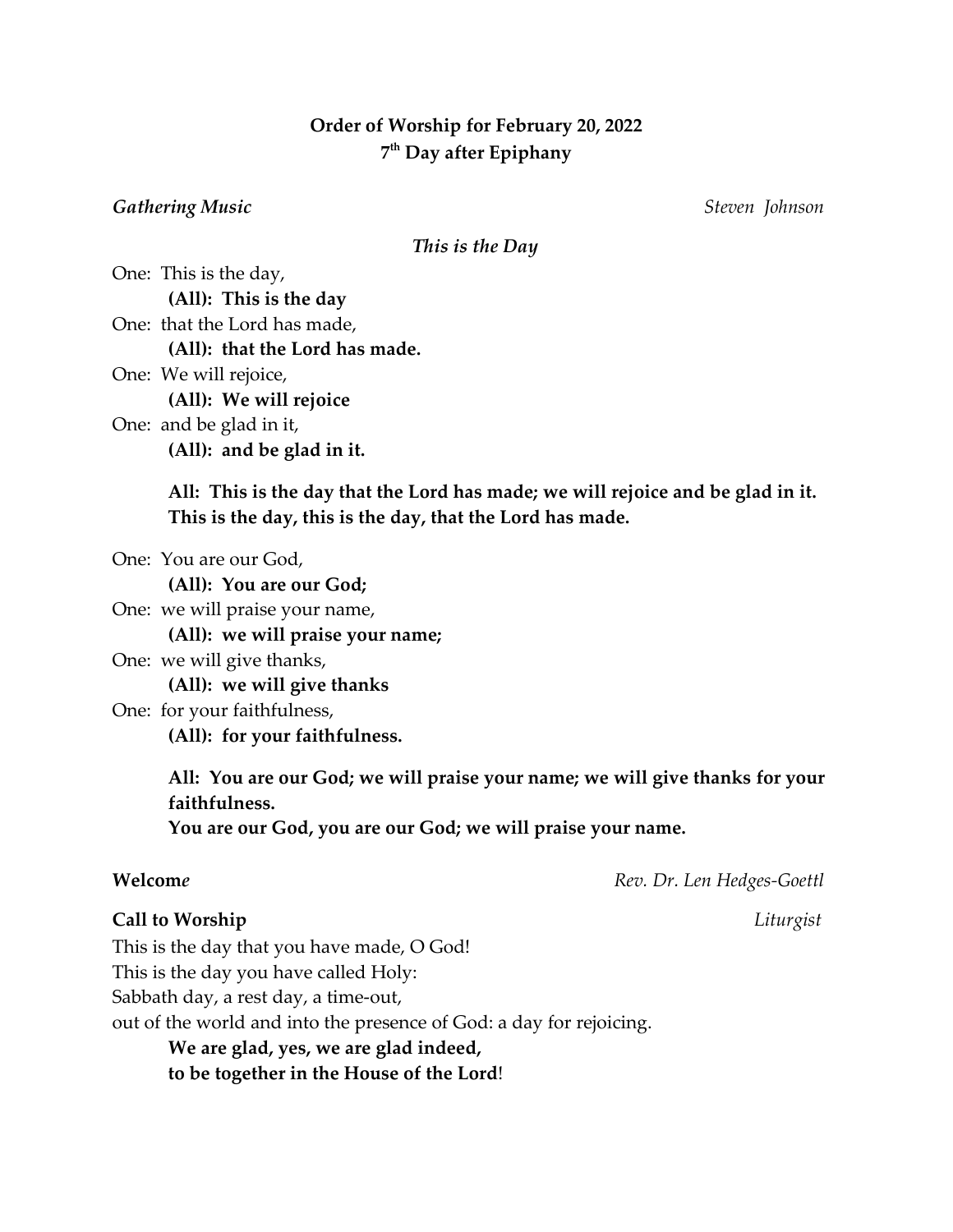**Order of Worship for February 20, 2022**
**7th Day after Epiphany**

*Gathering Music* *Steven Johnson*

*This is the Day*

One: This is the day,
**(All): This is the day**
One: that the Lord has made,
**(All): that the Lord has made.**
One: We will rejoice,
**(All): We will rejoice**
One: and be glad in it,
**(All): and be glad in it.**

**All: This is the day that the Lord has made; we will rejoice and be glad in it. This is the day, this is the day, that the Lord has made.**

One: You are our God,
**(All): You are our God;**
One: we will praise your name,
**(All): we will praise your name;**
One: we will give thanks,
**(All): we will give thanks**
One: for your faithfulness,
**(All): for your faithfulness.**

**All: You are our God; we will praise your name; we will give thanks for your faithfulness.**
**You are our God, you are our God; we will praise your name.**

**Welcom*e*** *Rev. Dr. Len Hedges-Goettl*

**Call to Worship** *Liturgist*

This is the day that you have made, O God!
This is the day you have called Holy:
Sabbath day, a rest day, a time-out,
out of the world and into the presence of God: a day for rejoicing.
**We are glad, yes, we are glad indeed,**
**to be together in the House of the Lord!**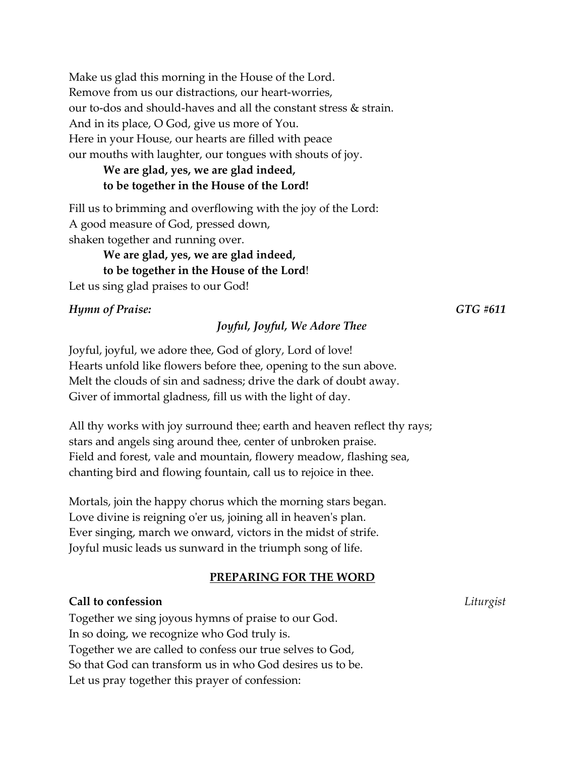Make us glad this morning in the House of the Lord.
Remove from us our distractions, our heart-worries,
our to-dos and should-haves and all the constant stress & strain.
And in its place, O God, give us more of You.
Here in your House, our hearts are filled with peace
our mouths with laughter, our tongues with shouts of joy.

> **We are glad, yes, we are glad indeed,**
> **to be together in the House of the Lord!**

Fill us to brimming and overflowing with the joy of the Lord:
A good measure of God, pressed down,
shaken together and running over.

> **We are glad, yes, we are glad indeed,**
> **to be together in the House of the Lord!**

Let us sing glad praises to our God!

***Hymn of Praise:*** ***GTG #611***

*Joyful, Joyful, We Adore Thee*

Joyful, joyful, we adore thee, God of glory, Lord of love!
Hearts unfold like flowers before thee, opening to the sun above.
Melt the clouds of sin and sadness; drive the dark of doubt away.
Giver of immortal gladness, fill us with the light of day.

All thy works with joy surround thee; earth and heaven reflect thy rays;
stars and angels sing around thee, center of unbroken praise.
Field and forest, vale and mountain, flowery meadow, flashing sea,
chanting bird and flowing fountain, call us to rejoice in thee.

Mortals, join the happy chorus which the morning stars began.
Love divine is reigning o'er us, joining all in heaven's plan.
Ever singing, march we onward, victors in the midst of strife.
Joyful music leads us sunward in the triumph song of life.

## PREPARING FOR THE WORD

**Call to confession** *Liturgist*

Together we sing joyous hymns of praise to our God.
In so doing, we recognize who God truly is.
Together we are called to confess our true selves to God,
So that God can transform us in who God desires us to be.
Let us pray together this prayer of confession: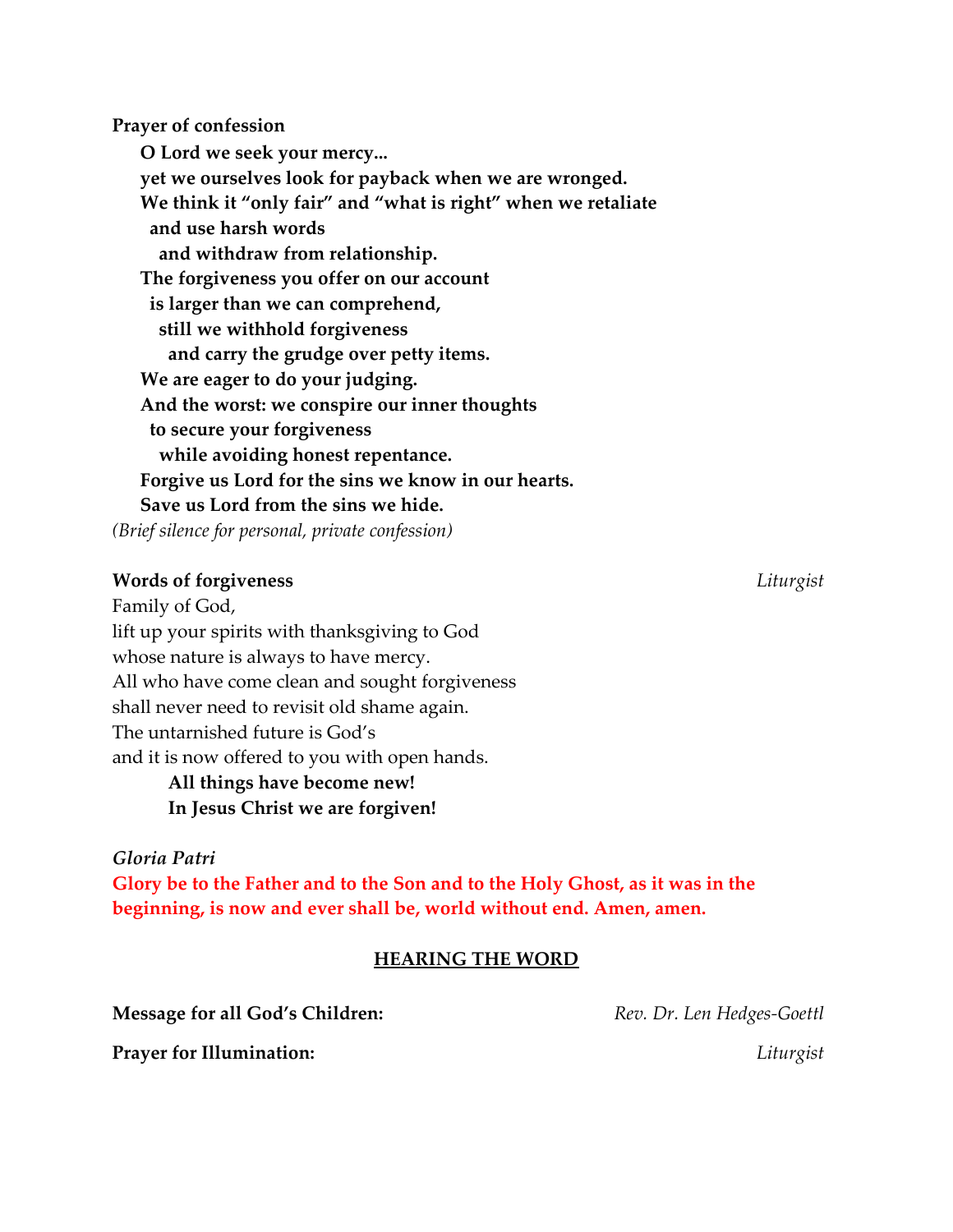**Prayer of confession**

**O Lord we seek your mercy...**
**yet we ourselves look for payback when we are wronged.**
**We think it "only fair" and "what is right" when we retaliate**
**and use harsh words**
**and withdraw from relationship.**
**The forgiveness you offer on our account**
**is larger than we can comprehend,**
**still we withhold forgiveness**
**and carry the grudge over petty items.**
**We are eager to do your judging.**
**And the worst: we conspire our inner thoughts**
**to secure your forgiveness**
**while avoiding honest repentance.**
**Forgive us Lord for the sins we know in our hearts.**
**Save us Lord from the sins we hide.**

*(Brief silence for personal, private confession)*

**Words of forgiveness** *Liturgist*

Family of God,
lift up your spirits with thanksgiving to God
whose nature is always to have mercy.
All who have come clean and sought forgiveness
shall never need to revisit old shame again.
The untarnished future is God's
and it is now offered to you with open hands.

**All things have become new!**
**In Jesus Christ we are forgiven!**

***Gloria Patri***

**Glory be to the Father and to the Son and to the Holy Ghost, as it was in the beginning, is now and ever shall be, world without end. Amen, amen.**

## HEARING THE WORD

**Message for all God's Children:** *Rev. Dr. Len Hedges-Goettl*

**Prayer for Illumination:** *Liturgist*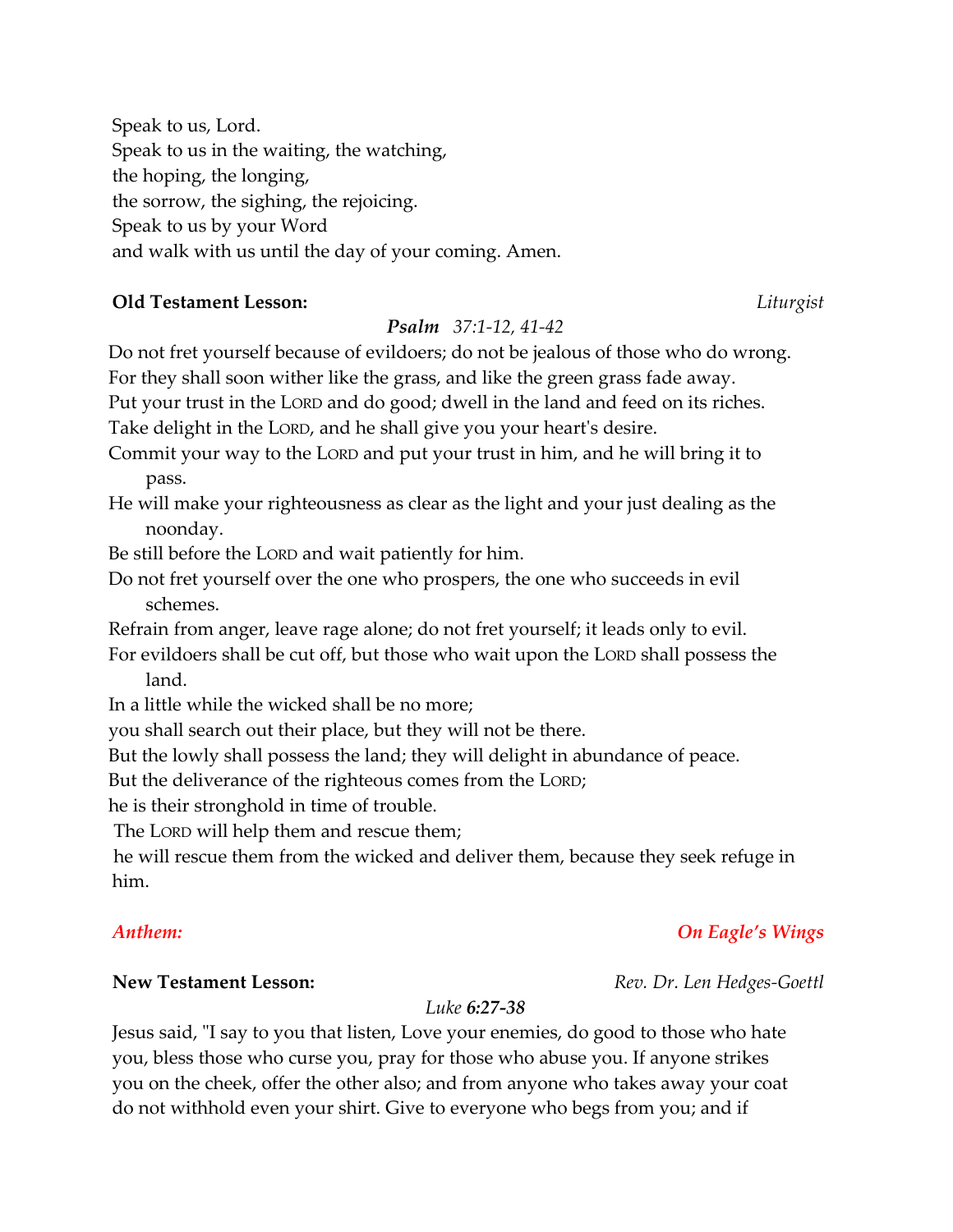Speak to us, Lord.
Speak to us in the waiting, the watching,
the hoping, the longing,
the sorrow, the sighing, the rejoicing.
Speak to us by your Word
and walk with us until the day of your coming. Amen.

**Old Testament Lesson:** *Liturgist*

***Psalm*** *37:1-12, 41-42*

Do not fret yourself because of evildoers; do not be jealous of those who do wrong.
For they shall soon wither like the grass, and like the green grass fade away.
Put your trust in the LORD and do good; dwell in the land and feed on its riches.
Take delight in the LORD, and he shall give you your heart's desire.
Commit your way to the LORD and put your trust in him, and he will bring it to pass.
He will make your righteousness as clear as the light and your just dealing as the noonday.
Be still before the LORD and wait patiently for him.
Do not fret yourself over the one who prospers, the one who succeeds in evil schemes.
Refrain from anger, leave rage alone; do not fret yourself; it leads only to evil.
For evildoers shall be cut off, but those who wait upon the LORD shall possess the land.
In a little while the wicked shall be no more;
you shall search out their place, but they will not be there.
But the lowly shall possess the land; they will delight in abundance of peace.
But the deliverance of the righteous comes from the LORD;
he is their stronghold in time of trouble.
The LORD will help them and rescue them;
he will rescue them from the wicked and deliver them, because they seek refuge in him.

***Anthem:*** ***On Eagle's Wings***

**New Testament Lesson:** *Rev. Dr. Len Hedges-Goettl*

*Luke* ***6:27-38***

Jesus said, "I say to you that listen, Love your enemies, do good to those who hate you, bless those who curse you, pray for those who abuse you. If anyone strikes you on the cheek, offer the other also; and from anyone who takes away your coat do not withhold even your shirt. Give to everyone who begs from you; and if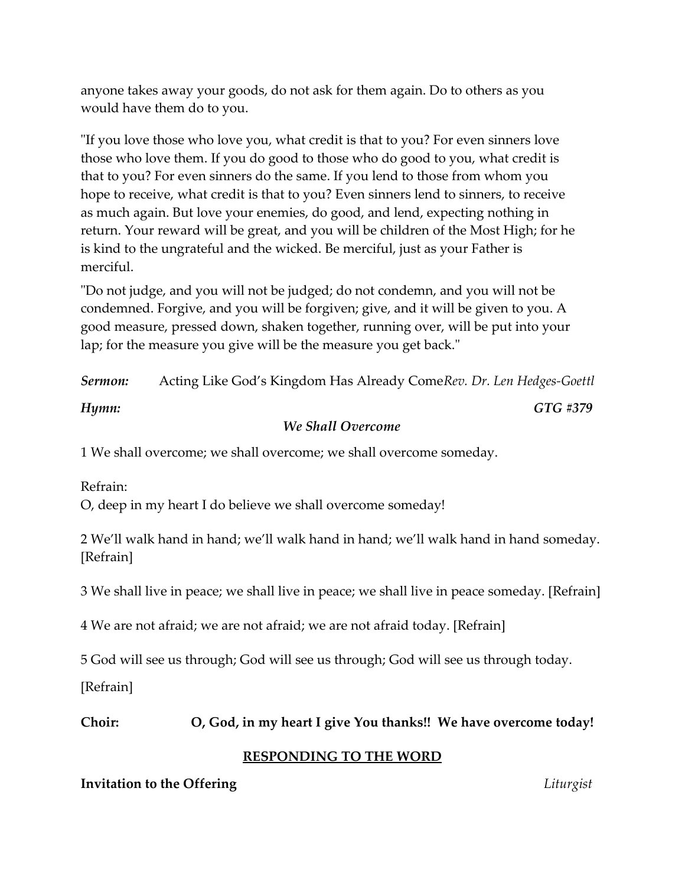anyone takes away your goods, do not ask for them again. Do to others as you would have them do to you.

"If you love those who love you, what credit is that to you? For even sinners love those who love them. If you do good to those who do good to you, what credit is that to you? For even sinners do the same. If you lend to those from whom you hope to receive, what credit is that to you? Even sinners lend to sinners, to receive as much again. But love your enemies, do good, and lend, expecting nothing in return. Your reward will be great, and you will be children of the Most High; for he is kind to the ungrateful and the wicked. Be merciful, just as your Father is merciful.

"Do not judge, and you will not be judged; do not condemn, and you will not be condemned. Forgive, and you will be forgiven; give, and it will be given to you. A good measure, pressed down, shaken together, running over, will be put into your lap; for the measure you give will be the measure you get back."

***Sermon:*** Acting Like God's Kingdom Has Already Come *Rev. Dr. Len Hedges-Goettl*

***Hymn:*** ***GTG #379***

***We Shall Overcome***

1 We shall overcome; we shall overcome; we shall overcome someday.

Refrain:
O, deep in my heart I do believe we shall overcome someday!

2 We'll walk hand in hand; we'll walk hand in hand; we'll walk hand in hand someday. [Refrain]

3 We shall live in peace; we shall live in peace; we shall live in peace someday. [Refrain]

4 We are not afraid; we are not afraid; we are not afraid today. [Refrain]

5 God will see us through; God will see us through; God will see us through today.

[Refrain]

**Choir:** **O, God, in my heart I give You thanks!! We have overcome today!**

## RESPONDING TO THE WORD

**Invitation to the Offering** *Liturgist*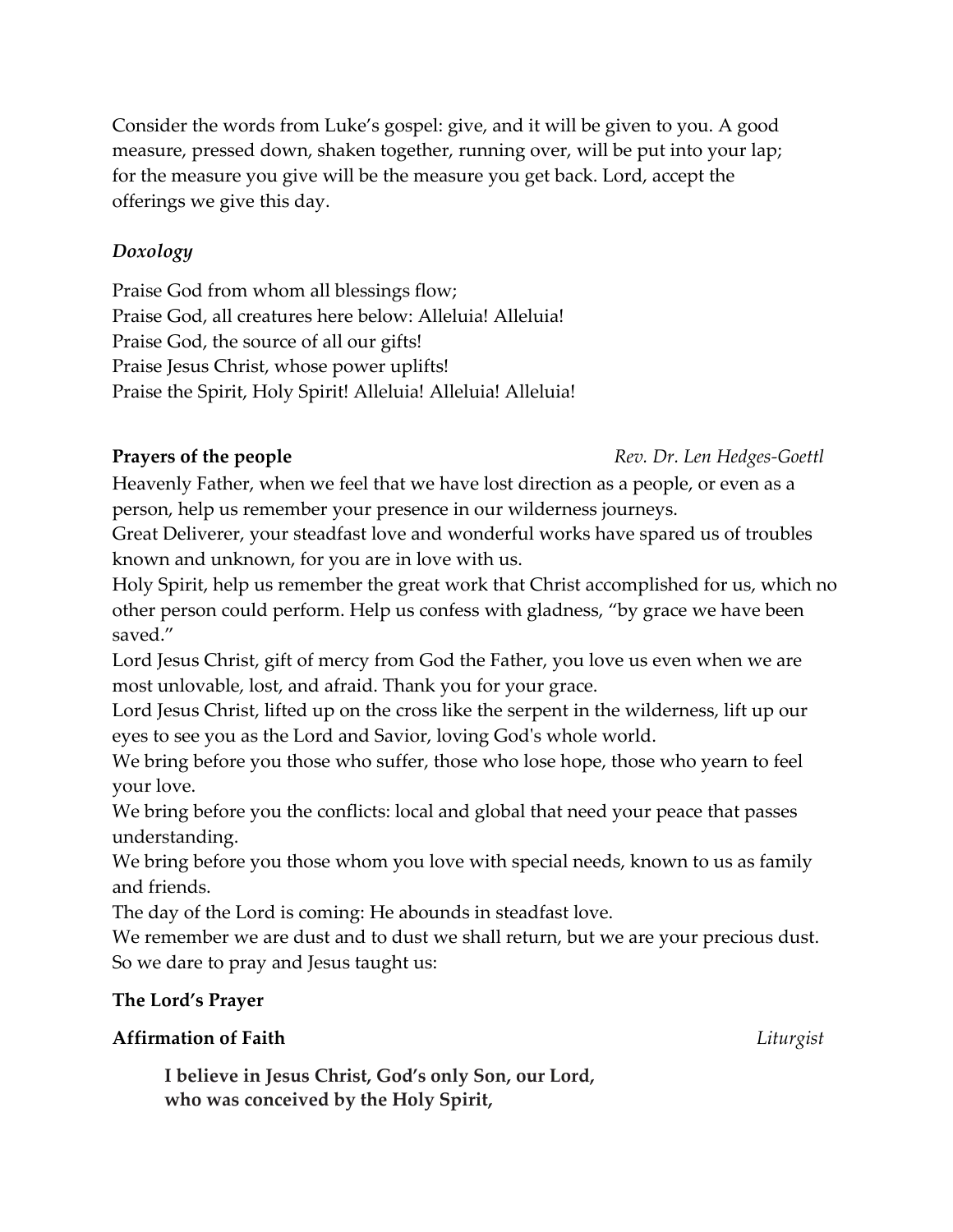Consider the words from Luke's gospel: give, and it will be given to you. A good measure, pressed down, shaken together, running over, will be put into your lap; for the measure you give will be the measure you get back. Lord, accept the offerings we give this day.

*Doxology*

Praise God from whom all blessings flow;
Praise God, all creatures here below: Alleluia! Alleluia!
Praise God, the source of all our gifts!
Praise Jesus Christ, whose power uplifts!
Praise the Spirit, Holy Spirit! Alleluia! Alleluia! Alleluia!

**Prayers of the people** *Rev. Dr. Len Hedges-Goettl*

Heavenly Father, when we feel that we have lost direction as a people, or even as a person, help us remember your presence in our wilderness journeys.
Great Deliverer, your steadfast love and wonderful works have spared us of troubles known and unknown, for you are in love with us.
Holy Spirit, help us remember the great work that Christ accomplished for us, which no other person could perform. Help us confess with gladness, "by grace we have been saved."
Lord Jesus Christ, gift of mercy from God the Father, you love us even when we are most unlovable, lost, and afraid. Thank you for your grace.
Lord Jesus Christ, lifted up on the cross like the serpent in the wilderness, lift up our eyes to see you as the Lord and Savior, loving God's whole world.
We bring before you those who suffer, those who lose hope, those who yearn to feel your love.
We bring before you the conflicts: local and global that need your peace that passes understanding.
We bring before you those whom you love with special needs, known to us as family and friends.
The day of the Lord is coming: He abounds in steadfast love.
We remember we are dust and to dust we shall return, but we are your precious dust.
So we dare to pray and Jesus taught us:

**The Lord's Prayer**

**Affirmation of Faith** *Liturgist*

> **I believe in Jesus Christ, God's only Son, our Lord,**
> **who was conceived by the Holy Spirit,**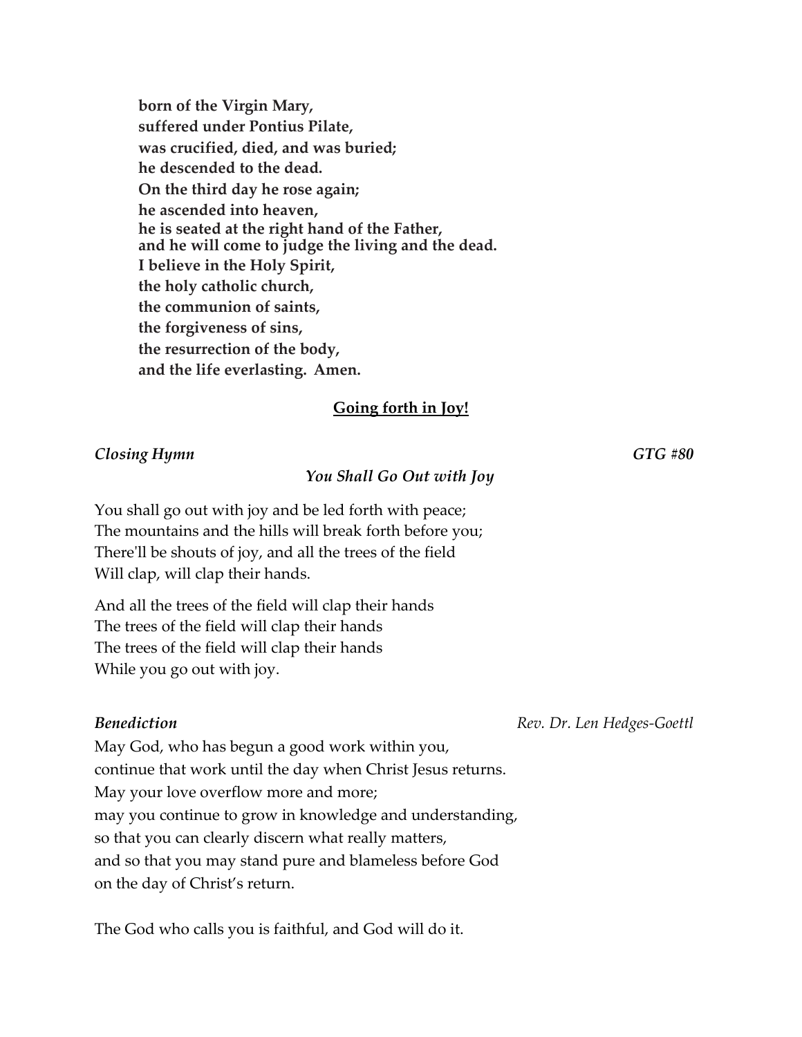**born of the Virgin Mary,**
**suffered under Pontius Pilate,**
**was crucified, died, and was buried;**
**he descended to the dead.**
**On the third day he rose again;**
**he ascended into heaven,**
**he is seated at the right hand of the Father,**
**and he will come to judge the living and the dead.**
**I believe in the Holy Spirit,**
**the holy catholic church,**
**the communion of saints,**
**the forgiveness of sins,**
**the resurrection of the body,**
**and the life everlasting. Amen.**

## Going forth in Joy!

***Closing Hymn*** *GTG #80*

*You Shall Go Out with Joy*

You shall go out with joy and be led forth with peace;
The mountains and the hills will break forth before you;
There'll be shouts of joy, and all the trees of the field
Will clap, will clap their hands.

And all the trees of the field will clap their hands
The trees of the field will clap their hands
The trees of the field will clap their hands
While you go out with joy.

***Benediction*** *Rev. Dr. Len Hedges-Goettl*

May God, who has begun a good work within you,
continue that work until the day when Christ Jesus returns.
May your love overflow more and more;
may you continue to grow in knowledge and understanding,
so that you can clearly discern what really matters,
and so that you may stand pure and blameless before God
on the day of Christ's return.

The God who calls you is faithful, and God will do it.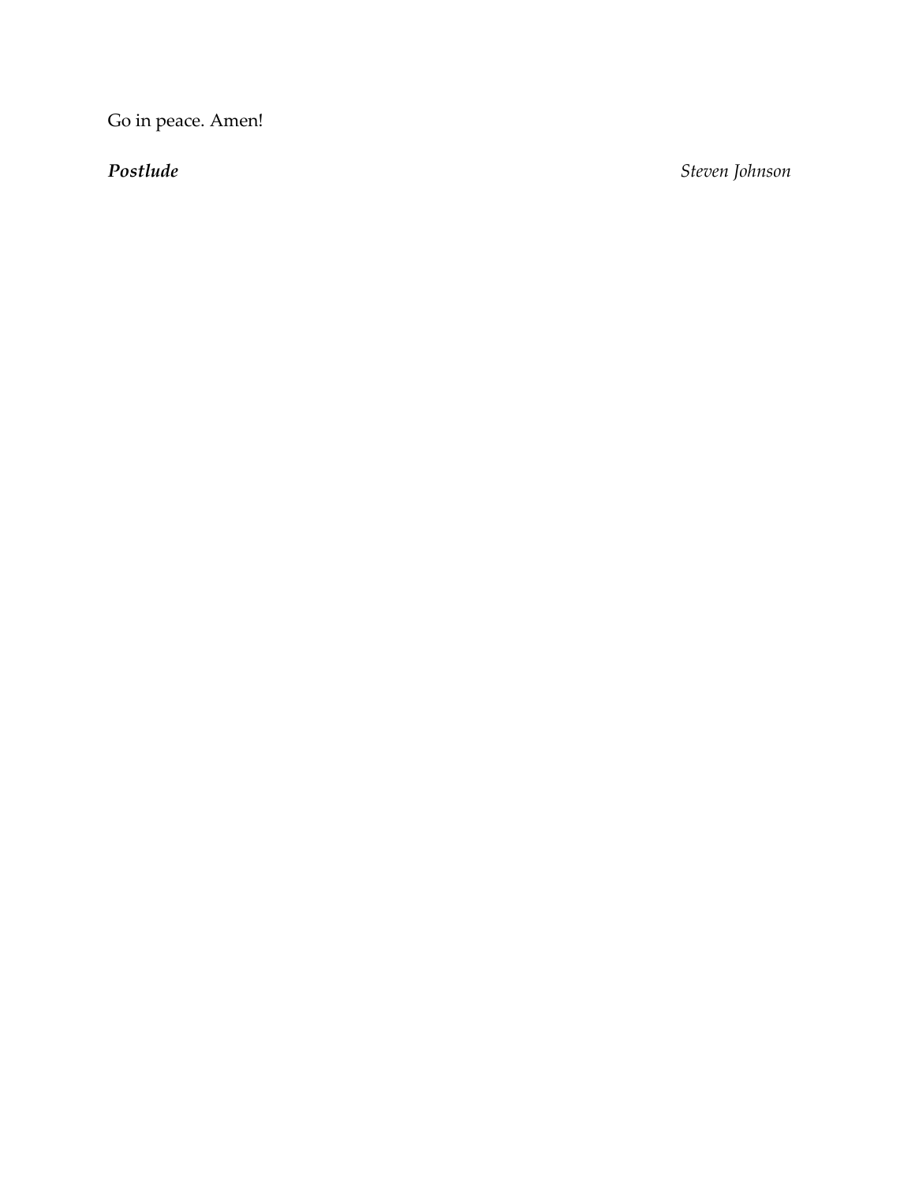Go in peace. Amen!

***Postlude*** *Steven Johnson*